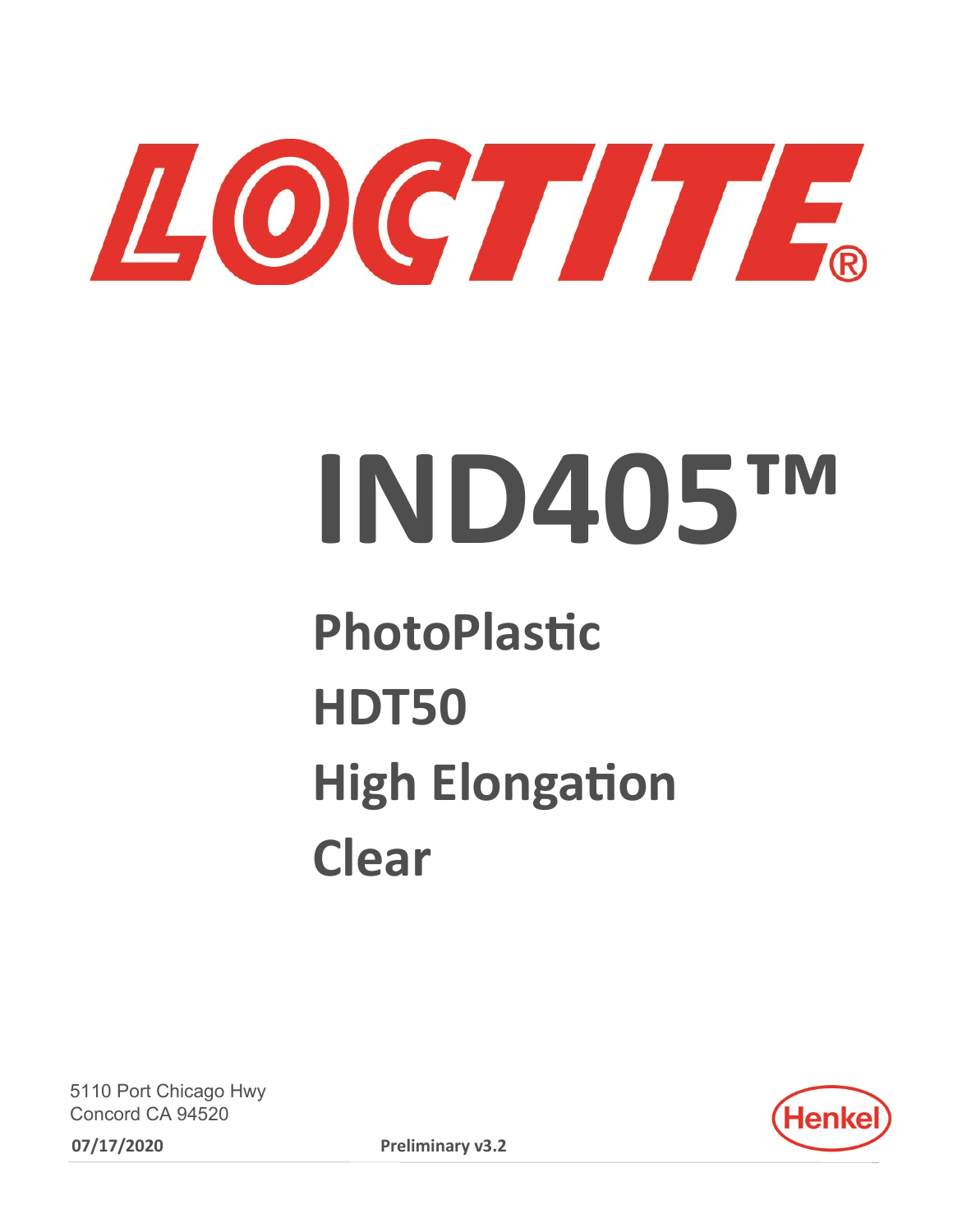LOCTITE®

# IND405™

## PhotoPlastic

## HDT50

## High Elongation

## Clear

5110 Port Chicago Hwy
Concord CA 94520

**07/17/2020**

**Preliminary v3.2**

Henkel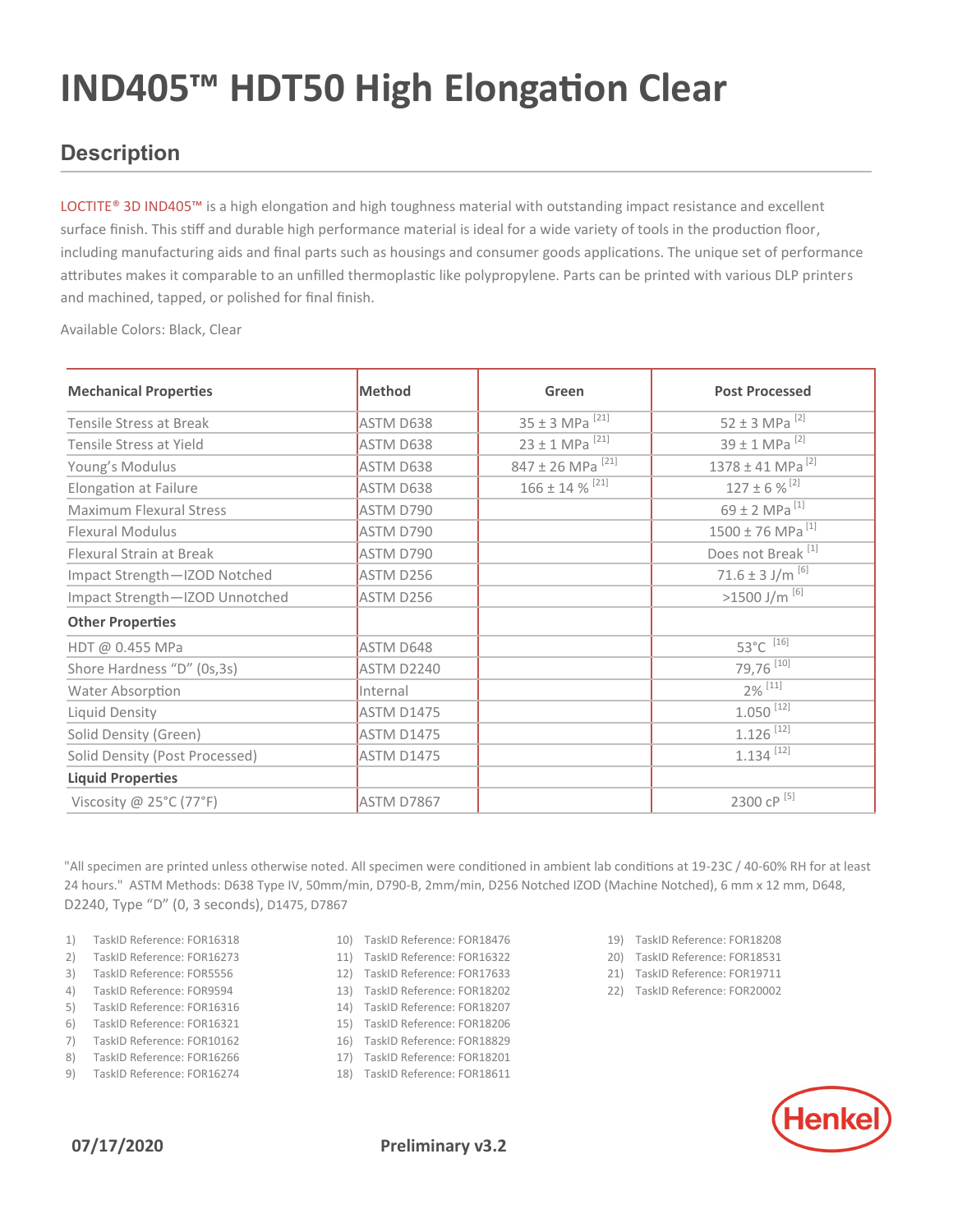# IND405™ HDT50 High Elongation Clear

## Description

LOCTITE® 3D IND405™ is a high elongation and high toughness material with outstanding impact resistance and excellent surface finish. This stiff and durable high performance material is ideal for a wide variety of tools in the production floor, including manufacturing aids and final parts such as housings and consumer goods applications. The unique set of performance attributes makes it comparable to an unfilled thermoplastic like polypropylene. Parts can be printed with various DLP printers and machined, tapped, or polished for final finish.

Available Colors: Black, Clear

| Mechanical Properties | Method | Green | Post Processed |
|---|---|---|---|
| Tensile Stress at Break | ASTM D638 | 35 ± 3 MPa [21] | 52 ± 3 MPa [2] |
| Tensile Stress at Yield | ASTM D638 | 23 ± 1 MPa [21] | 39 ± 1 MPa [2] |
| Young's Modulus | ASTM D638 | 847 ± 26 MPa [21] | 1378 ± 41 MPa [2] |
| Elongation at Failure | ASTM D638 | 166 ± 14 % [21] | 127 ± 6 % [2] |
| Maximum Flexural Stress | ASTM D790 | | 69 ± 2 MPa [1] |
| Flexural Modulus | ASTM D790 | | 1500 ± 76 MPa [1] |
| Flexural Strain at Break | ASTM D790 | | Does not Break [1] |
| Impact Strength—IZOD Notched | ASTM D256 | | 71.6 ± 3 J/m [6] |
| Impact Strength—IZOD Unnotched | ASTM D256 | | >1500 J/m [6] |
| **Other Properties** | | | |
| HDT @ 0.455 MPa | ASTM D648 | | 53°C [16] |
| Shore Hardness "D" (0s,3s) | ASTM D2240 | | 79,76 [10] |
| Water Absorption | Internal | | 2% [11] |
| Liquid Density | ASTM D1475 | | 1.050 [12] |
| Solid Density (Green) | ASTM D1475 | | 1.126 [12] |
| Solid Density (Post Processed) | ASTM D1475 | | 1.134 [12] |
| **Liquid Properties** | | | |
| Viscosity @ 25°C (77°F) | ASTM D7867 | | 2300 cP [5] |

"All specimen are printed unless otherwise noted. All specimen were conditioned in ambient lab conditions at 19-23C / 40-60% RH for at least 24 hours." ASTM Methods: D638 Type IV, 50mm/min, D790-B, 2mm/min, D256 Notched IZOD (Machine Notched), 6 mm x 12 mm, D648, D2240, Type "D" (0, 3 seconds), D1475, D7867

1) TaskID Reference: FOR16318
2) TaskID Reference: FOR16273
3) TaskID Reference: FOR5556
4) TaskID Reference: FOR9594
5) TaskID Reference: FOR16316
6) TaskID Reference: FOR16321
7) TaskID Reference: FOR10162
8) TaskID Reference: FOR16266
9) TaskID Reference: FOR16274
10) TaskID Reference: FOR18476
11) TaskID Reference: FOR16322
12) TaskID Reference: FOR17633
13) TaskID Reference: FOR18202
14) TaskID Reference: FOR18207
15) TaskID Reference: FOR18206
16) TaskID Reference: FOR18829
17) TaskID Reference: FOR18201
18) TaskID Reference: FOR18611
19) TaskID Reference: FOR18208
20) TaskID Reference: FOR18531
21) TaskID Reference: FOR19711
22) TaskID Reference: FOR20002

Henkel

**07/17/2020** **Preliminary v3.2**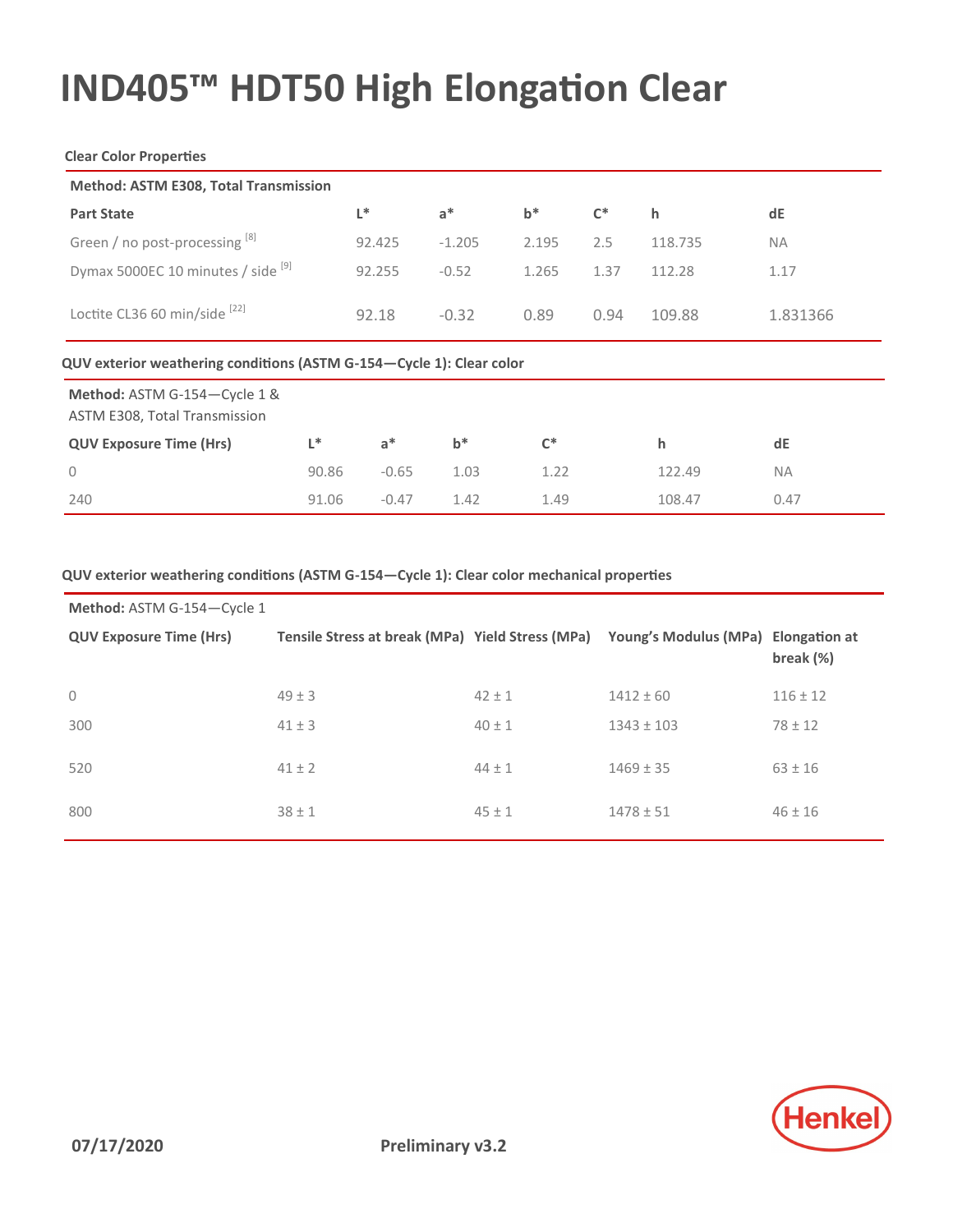# IND405™ HDT50 High Elongation Clear

**Clear Color Properties**

**Method: ASTM E308, Total Transmission**

| Part State | L* | a* | b* | C* | h | dE |
|---|---|---|---|---|---|---|
| Green / no post-processing [8] | 92.425 | -1.205 | 2.195 | 2.5 | 118.735 | NA |
| Dymax 5000EC 10 minutes / side [9] | 92.255 | -0.52 | 1.265 | 1.37 | 112.28 | 1.17 |
| Loctite CL36 60 min/side [22] | 92.18 | -0.32 | 0.89 | 0.94 | 109.88 | 1.831366 |

**QUV exterior weathering conditions (ASTM G-154—Cycle 1): Clear color**

**Method:** ASTM G-154—Cycle 1 & ASTM E308, Total Transmission

| QUV Exposure Time (Hrs) | L* | a* | b* | C* | h | dE |
|---|---|---|---|---|---|---|
| 0 | 90.86 | -0.65 | 1.03 | 1.22 | 122.49 | NA |
| 240 | 91.06 | -0.47 | 1.42 | 1.49 | 108.47 | 0.47 |

**QUV exterior weathering conditions (ASTM G-154—Cycle 1): Clear color mechanical properties**

**Method:** ASTM G-154—Cycle 1

| QUV Exposure Time (Hrs) | Tensile Stress at break (MPa) | Yield Stress (MPa) | Young's Modulus (MPa) | Elongation at break (%) |
|---|---|---|---|---|
| 0 | 49 ± 3 | 42 ± 1 | 1412 ± 60 | 116 ± 12 |
| 300 | 41 ± 3 | 40 ± 1 | 1343 ± 103 | 78 ± 12 |
| 520 | 41 ± 2 | 44 ± 1 | 1469 ± 35 | 63 ± 16 |
| 800 | 38 ± 1 | 45 ± 1 | 1478 ± 51 | 46 ± 16 |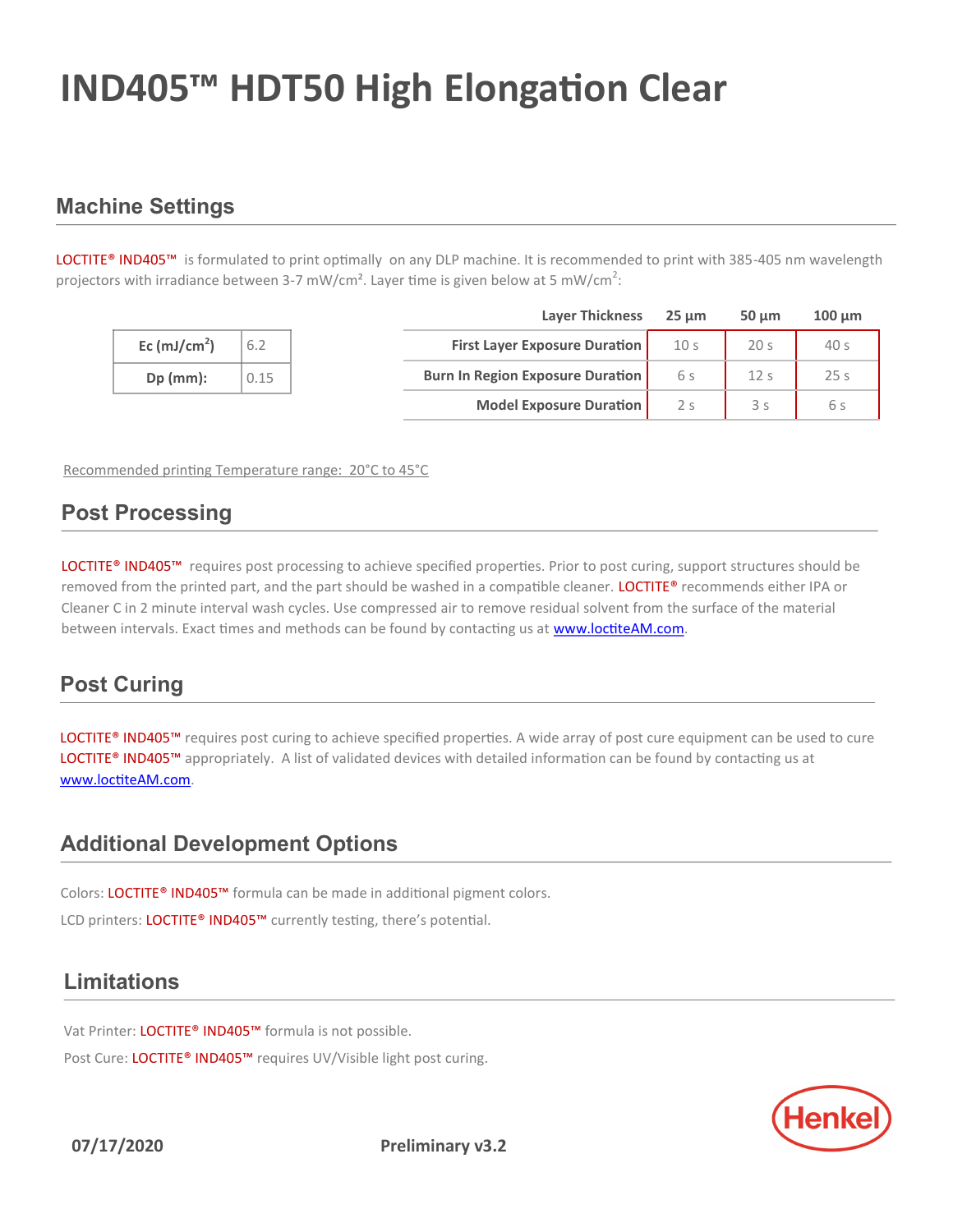# IND405™ HDT50 High Elongation Clear

## Machine Settings

LOCTITE® IND405™ is formulated to print optimally on any DLP machine. It is recommended to print with 385-405 nm wavelength projectors with irradiance between 3-7 mW/cm². Layer time is given below at 5 mW/cm²:

| | |
|---|---|
| **Ec (mJ/cm²)** | 6.2 |
| **Dp (mm):** | 0.15 |

| Layer Thickness | 25 µm | 50 µm | 100 µm |
|---|---|---|---|
| **First Layer Exposure Duration** | 10 s | 20 s | 40 s |
| **Burn In Region Exposure Duration** | 6 s | 12 s | 25 s |
| **Model Exposure Duration** | 2 s | 3 s | 6 s |

Recommended printing Temperature range: 20°C to 45°C

## Post Processing

LOCTITE® IND405™ requires post processing to achieve specified properties. Prior to post curing, support structures should be removed from the printed part, and the part should be washed in a compatible cleaner. LOCTITE® recommends either IPA or Cleaner C in 2 minute interval wash cycles. Use compressed air to remove residual solvent from the surface of the material between intervals. Exact times and methods can be found by contacting us at www.loctiteAM.com.

## Post Curing

LOCTITE® IND405™ requires post curing to achieve specified properties. A wide array of post cure equipment can be used to cure LOCTITE® IND405™ appropriately. A list of validated devices with detailed information can be found by contacting us at www.loctiteAM.com.

## Additional Development Options

Colors: LOCTITE® IND405™ formula can be made in additional pigment colors.

LCD printers: LOCTITE® IND405™ currently testing, there's potential.

## Limitations

Vat Printer: LOCTITE® IND405™ formula is not possible.

Post Cure: LOCTITE® IND405™ requires UV/Visible light post curing.

**07/17/2020** **Preliminary v3.2**

Henkel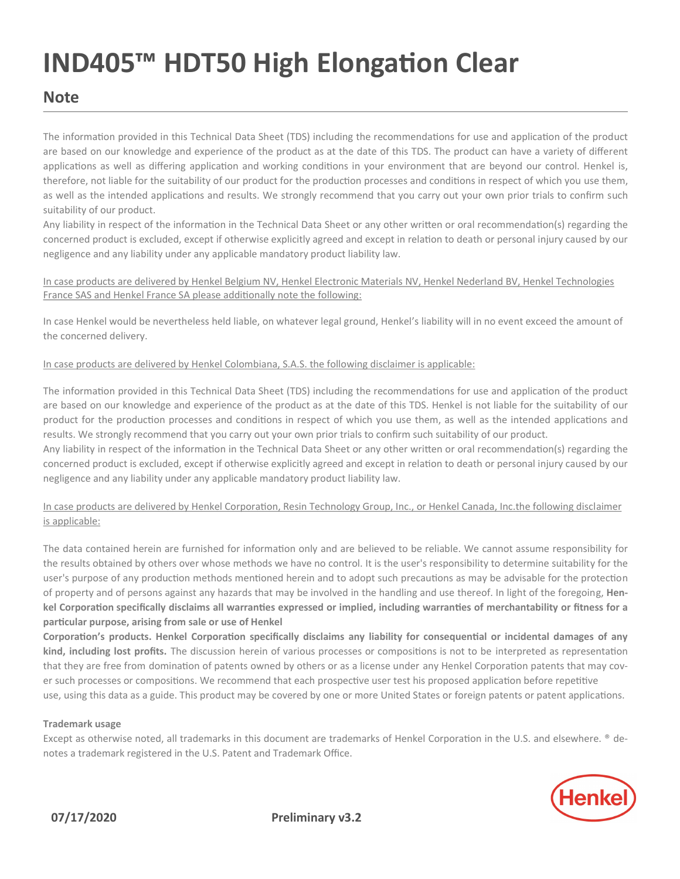# IND405™ HDT50 High Elongation Clear

## Note

The information provided in this Technical Data Sheet (TDS) including the recommendations for use and application of the product are based on our knowledge and experience of the product as at the date of this TDS. The product can have a variety of different applications as well as differing application and working conditions in your environment that are beyond our control. Henkel is, therefore, not liable for the suitability of our product for the production processes and conditions in respect of which you use them, as well as the intended applications and results. We strongly recommend that you carry out your own prior trials to confirm such suitability of our product.
Any liability in respect of the information in the Technical Data Sheet or any other written or oral recommendation(s) regarding the concerned product is excluded, except if otherwise explicitly agreed and except in relation to death or personal injury caused by our negligence and any liability under any applicable mandatory product liability law.

In case products are delivered by Henkel Belgium NV, Henkel Electronic Materials NV, Henkel Nederland BV, Henkel Technologies France SAS and Henkel France SA please additionally note the following:

In case Henkel would be nevertheless held liable, on whatever legal ground, Henkel's liability will in no event exceed the amount of the concerned delivery.

In case products are delivered by Henkel Colombiana, S.A.S. the following disclaimer is applicable:

The information provided in this Technical Data Sheet (TDS) including the recommendations for use and application of the product are based on our knowledge and experience of the product as at the date of this TDS. Henkel is not liable for the suitability of our product for the production processes and conditions in respect of which you use them, as well as the intended applications and results. We strongly recommend that you carry out your own prior trials to confirm such suitability of our product.
Any liability in respect of the information in the Technical Data Sheet or any other written or oral recommendation(s) regarding the concerned product is excluded, except if otherwise explicitly agreed and except in relation to death or personal injury caused by our negligence and any liability under any applicable mandatory product liability law.

In case products are delivered by Henkel Corporation, Resin Technology Group, Inc., or Henkel Canada, Inc.the following disclaimer is applicable:

The data contained herein are furnished for information only and are believed to be reliable. We cannot assume responsibility for the results obtained by others over whose methods we have no control. It is the user's responsibility to determine suitability for the user's purpose of any production methods mentioned herein and to adopt such precautions as may be advisable for the protection of property and of persons against any hazards that may be involved in the handling and use thereof. In light of the foregoing, **Henkel Corporation specifically disclaims all warranties expressed or implied, including warranties of merchantability or fitness for a particular purpose, arising from sale or use of Henkel Corporation's products. Henkel Corporation specifically disclaims any liability for consequential or incidental damages of any kind, including lost profits.** The discussion herein of various processes or compositions is not to be interpreted as representation that they are free from domination of patents owned by others or as a license under any Henkel Corporation patents that may cover such processes or compositions. We recommend that each prospective user test his proposed application before repetitive use, using this data as a guide. This product may be covered by one or more United States or foreign patents or patent applications.

**Trademark usage**
Except as otherwise noted, all trademarks in this document are trademarks of Henkel Corporation in the U.S. and elsewhere. ® denotes a trademark registered in the U.S. Patent and Trademark Office.

**07/17/2020** **Preliminary v3.2**